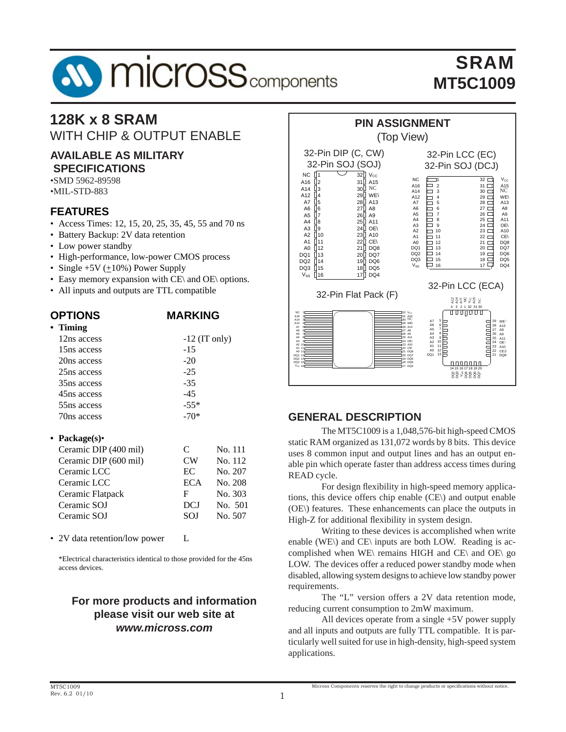# SRAM
# MT5C1009

## 128K x 8 SRAM

WITH CHIP & OUTPUT ENABLE

### AVAILABLE AS MILITARY SPECIFICATIONS

- •SMD 5962-89598
- •MIL-STD-883

### FEATURES

- Access Times: 12, 15, 20, 25, 35, 45, 55 and 70 ns
- Battery Backup: 2V data retention
- Low power standby
- High-performance, low-power CMOS process
- Single +5V (±10%) Power Supply
- Easy memory expansion with CE\ and OE\ options.
- All inputs and outputs are TTL compatible

### OPTIONS / MARKING

- **Timing**

| Option | Marking |
|---|---|
| 12ns access | -12 (IT only) |
| 15ns access | -15 |
| 20ns access | -20 |
| 25ns access | -25 |
| 35ns access | -35 |
| 45ns access | -45 |
| 55ns access | -55* |
| 70ns access | -70* |

- **Package(s)•**

| Package | Marking | No. |
|---|---|---|
| Ceramic DIP (400 mil) | C | No. 111 |
| Ceramic DIP (600 mil) | CW | No. 112 |
| Ceramic LCC | EC | No. 207 |
| Ceramic LCC | ECA | No. 208 |
| Ceramic Flatpack | F | No. 303 |
| Ceramic SOJ | DCJ | No. 501 |
| Ceramic SOJ | SOJ | No. 507 |

- 2V data retention/low power — L

*Electrical characteristics identical to those provided for the 45ns access devices.

**For more products and information please visit our web site at *www.micross.com***

### PIN ASSIGNMENT
(Top View)

32-Pin DIP (C, CW), 32-Pin SOJ (SOJ); 32-Pin LCC (EC), 32-Pin SOJ (DCJ); 32-Pin Flat Pack (F)

| Pin | Name | Pin | Name |
|---|---|---|---|
| 1 | NC | 32 | $V_{CC}$ |
| 2 | A16 | 31 | A15 |
| 3 | A14 | 30 | NC |
| 4 | A12 | 29 | WE\ |
| 5 | A7 | 28 | A13 |
| 6 | A6 | 27 | A8 |
| 7 | A5 | 26 | A9 |
| 8 | A4 | 25 | A11 |
| 9 | A3 | 24 | OE\ |
| 10 | A2 | 23 | A10 |
| 11 | A1 | 22 | CE\ |
| 12 | A0 | 21 | DQ8 |
| 13 | DQ1 | 20 | DQ7 |
| 14 | DQ2 | 19 | DQ6 |
| 15 | DQ3 | 18 | DQ5 |
| 16 | $V_{SS}$ | 17 | DQ4 |

32-Pin LCC (ECA)

| Pin | Name | Pin | Name |
|---|---|---|---|
| 4 | A12 | 29 | WE\ |
| 3 | A14 | 28 | A13 |
| 2 | A16 | 27 | A8 |
| 1 | NC | 26 | A9 |
| 32 | $V_{CC}$ | 25 | A11 |
| 31 | A15 | 24 | OE\ |
| 30 | NC | 23 | A10 |
| 5 | A7 | 22 | CE\ |
| 6 | A6 | 21 | DQ8 |
| 7 | A5 | 14 | DQ2 |
| 8 | A4 | 15 | DQ3 |
| 9 | A3 | 16 | $V_{SS}$ |
| 10 | A2 | 17 | DQ4 |
| 11 | A1 | 18 | DQ5 |
| 12 | A0 | 19 | DQ6 |
| 13 | DQ1 | 20 | DQ7 |

### GENERAL DESCRIPTION

The MT5C1009 is a 1,048,576-bit high-speed CMOS static RAM organized as 131,072 words by 8 bits. This device uses 8 common input and output lines and has an output enable pin which operate faster than address access times during READ cycle.

For design flexibility in high-speed memory applications, this device offers chip enable (CE\) and output enable (OE\) features. These enhancements can place the outputs in High-Z for additional flexibility in system design.

Writing to these devices is accomplished when write enable (WE\) and CE\ inputs are both LOW. Reading is accomplished when WE\ remains HIGH and CE\ and OE\ go LOW. The devices offer a reduced power standby mode when disabled, allowing system designs to achieve low standby power requirements.

The "L" version offers a 2V data retention mode, reducing current consumption to 2mW maximum.

All devices operate from a single +5V power supply and all inputs and outputs are fully TTL compatible. It is particularly well suited for use in high-density, high-speed system applications.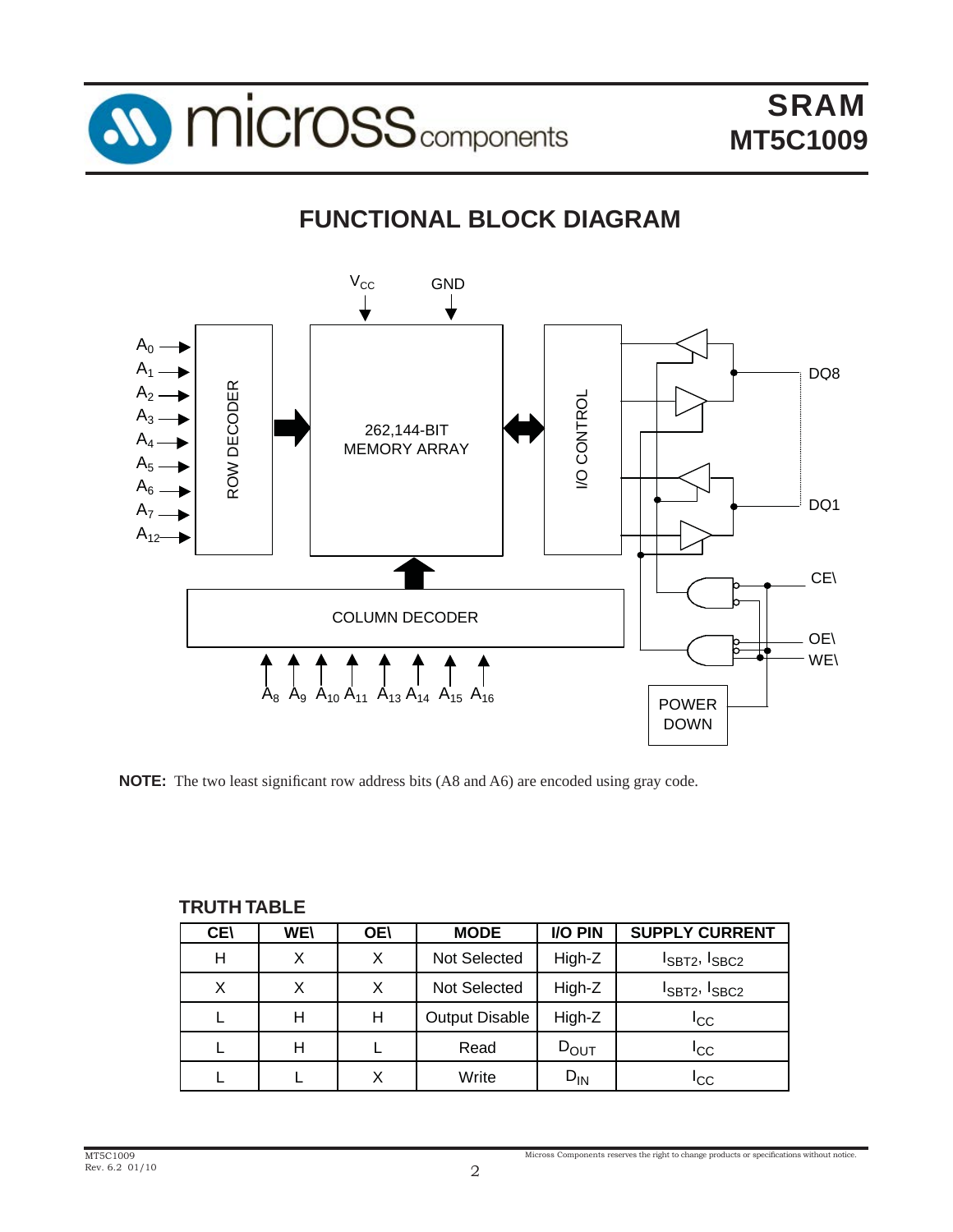## FUNCTIONAL BLOCK DIAGRAM

**NOTE:** The two least significant row address bits (A8 and A6) are encoded using gray code.

### TRUTH TABLE

| CE\ | WE\ | OE\ | MODE | I/O PIN | SUPPLY CURRENT |
|---|---|---|---|---|---|
| H | X | X | Not Selected | High-Z | $I_{SBT2}$, $I_{SBC2}$ |
| X | X | X | Not Selected | High-Z | $I_{SBT2}$, $I_{SBC2}$ |
| L | H | H | Output Disable | High-Z | $I_{CC}$ |
| L | H | L | Read | $D_{OUT}$ | $I_{CC}$ |
| L | L | X | Write | $D_{IN}$ | $I_{CC}$ |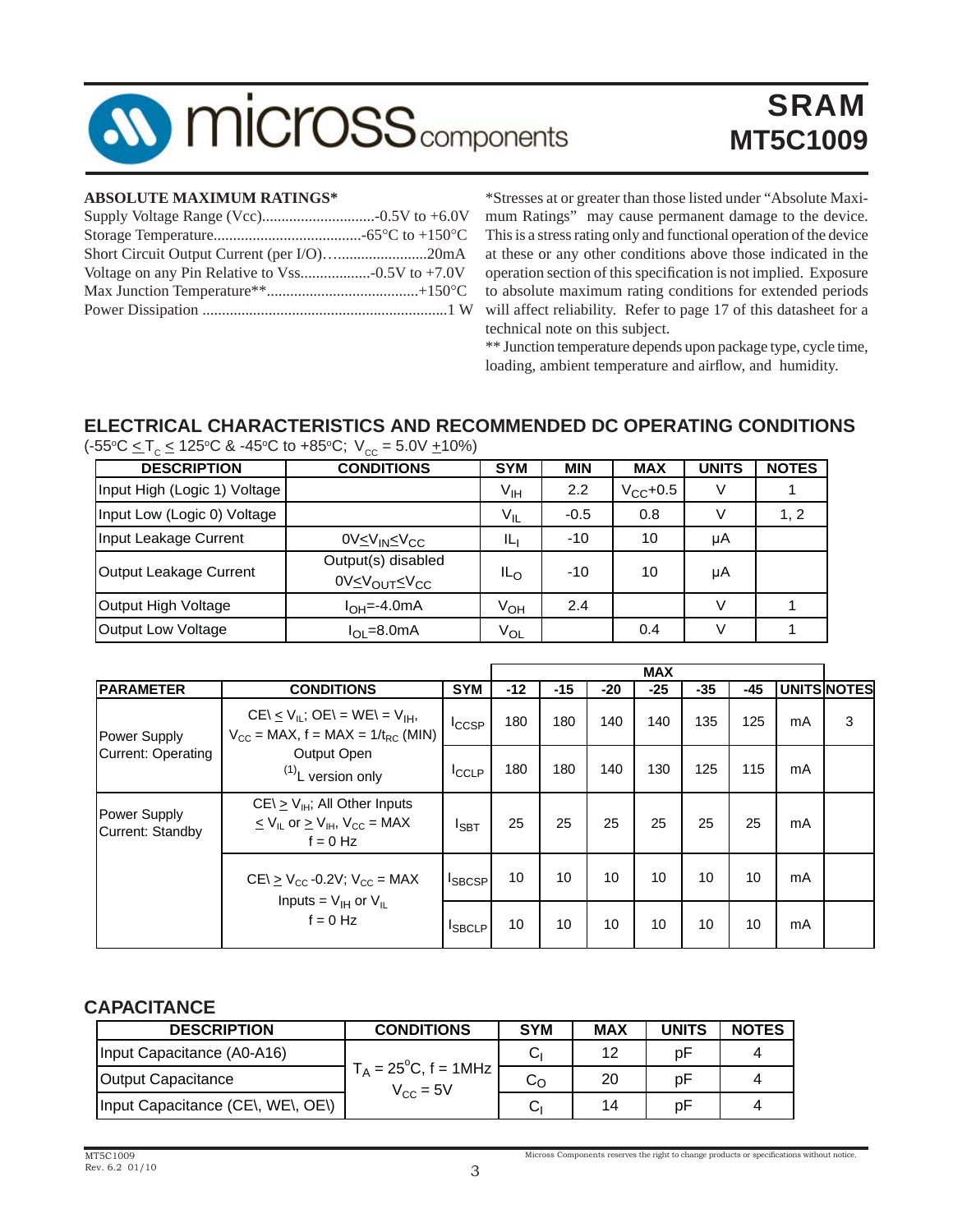### ABSOLUTE MAXIMUM RATINGS*

Supply Voltage Range (Vcc)..............................-0.5V to +6.0V
Storage Temperature.......................................-65°C to +150°C
Short Circuit Output Current (per I/O)..........................20mA
Voltage on any Pin Relative to Vss..................-0.5V to +7.0V
Max Junction Temperature**.......................................+150°C
Power Dissipation ...............................................................1 W

*Stresses at or greater than those listed under "Absolute Maximum Ratings" may cause permanent damage to the device. This is a stress rating only and functional operation of the device at these or any other conditions above those indicated in the operation section of this specification is not implied. Exposure to absolute maximum rating conditions for extended periods will affect reliability. Refer to page 17 of this datasheet for a technical note on this subject.

** Junction temperature depends upon package type, cycle time, loading, ambient temperature and airflow, and humidity.

## ELECTRICAL CHARACTERISTICS AND RECOMMENDED DC OPERATING CONDITIONS

(-55°C $\leq T_C \leq$ 125°C & -45°C to +85°C; $V_{CC}$ = 5.0V ±10%)

| DESCRIPTION | CONDITIONS | SYM | MIN | MAX | UNITS | NOTES |
|---|---|---|---|---|---|---|
| Input High (Logic 1) Voltage | | $V_{IH}$ | 2.2 | $V_{CC}$+0.5 | V | 1 |
| Input Low (Logic 0) Voltage | | $V_{IL}$ | -0.5 | 0.8 | V | 1, 2 |
| Input Leakage Current | $0V \leq V_{IN} \leq V_{CC}$ | $IL_I$ | -10 | 10 | µA | |
| Output Leakage Current | Output(s) disabled $0V \leq V_{OUT} \leq V_{CC}$ | $IL_O$ | -10 | 10 | µA | |
| Output High Voltage | $I_{OH}$=-4.0mA | $V_{OH}$ | 2.4 | | V | 1 |
| Output Low Voltage | $I_{OL}$=8.0mA | $V_{OL}$ | | 0.4 | V | 1 |

| PARAMETER | CONDITIONS | SYM | MAX -12 | -15 | -20 | -25 | -35 | -45 | UNITS | NOTES |
|---|---|---|---|---|---|---|---|---|---|---|
| Power Supply Current: Operating | CE\ $\leq V_{IL}$; OE\ = WE\ = $V_{IH}$, $V_{CC}$ = MAX, f = MAX = $1/t_{RC}$ (MIN) Output Open | $I_{CCSP}$ | 180 | 180 | 140 | 140 | 135 | 125 | mA | 3 |
| | (1)L version only | $I_{CCLP}$ | 180 | 180 | 140 | 130 | 125 | 115 | mA | |
| Power Supply Current: Standby | CE\ $\geq V_{IH}$; All Other Inputs $\leq V_{IL}$ or $\geq V_{IH}$, $V_{CC}$ = MAX f = 0 Hz | $I_{SBT}$ | 25 | 25 | 25 | 25 | 25 | 25 | mA | |
| | CE\ $\geq V_{CC}$ -0.2V; $V_{CC}$ = MAX Inputs = $V_{IH}$ or $V_{IL}$ f = 0 Hz | $I_{SBCSP}$ | 10 | 10 | 10 | 10 | 10 | 10 | mA | |
| | | $I_{SBCLP}$ | 10 | 10 | 10 | 10 | 10 | 10 | mA | |

## CAPACITANCE

| DESCRIPTION | CONDITIONS | SYM | MAX | UNITS | NOTES |
|---|---|---|---|---|---|
| Input Capacitance (A0-A16) | $T_A$ = 25°C, f = 1MHz $V_{CC}$ = 5V | $C_I$ | 12 | pF | 4 |
| Output Capacitance | | $C_O$ | 20 | pF | 4 |
| Input Capacitance (CE\, WE\, OE\) | | $C_I$ | 14 | pF | 4 |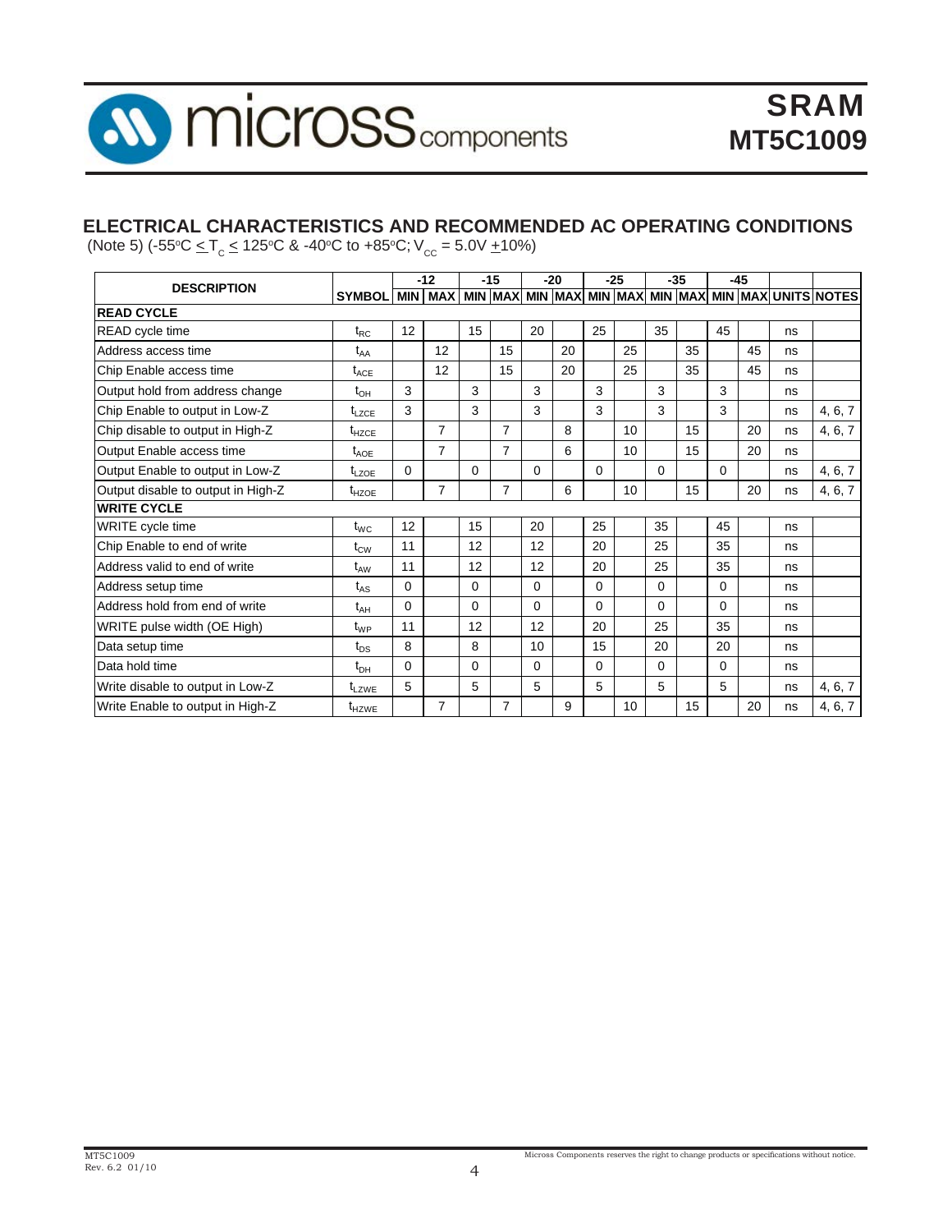## ELECTRICAL CHARACTERISTICS AND RECOMMENDED AC OPERATING CONDITIONS

(Note 5) (-55°C $\leq T_C \leq$ 125°C & -40°C to +85°C; $V_{CC}$ = 5.0V $\pm$10%)

| DESCRIPTION | | -12 | | -15 | | -20 | | -25 | | -35 | | -45 | | | |
|---|---|---|---|---|---|---|---|---|---|---|---|---|---|---|---|
| | SYMBOL | MIN | MAX | MIN | MAX | MIN | MAX | MIN | MAX | MIN | MAX | MIN | MAX | UNITS | NOTES |
| **READ CYCLE** | | | | | | | | | | | | | | | |
| READ cycle time | $t_{RC}$ | 12 | | 15 | | 20 | | 25 | | 35 | | 45 | | ns | |
| Address access time | $t_{AA}$ | | 12 | | 15 | | 20 | | 25 | | 35 | | 45 | ns | |
| Chip Enable access time | $t_{ACE}$ | | 12 | | 15 | | 20 | | 25 | | 35 | | 45 | ns | |
| Output hold from address change | $t_{OH}$ | 3 | | 3 | | 3 | | 3 | | 3 | | 3 | | ns | |
| Chip Enable to output in Low-Z | $t_{LZCE}$ | 3 | | 3 | | 3 | | 3 | | 3 | | 3 | | ns | 4, 6, 7 |
| Chip disable to output in High-Z | $t_{HZCE}$ | | 7 | | 7 | | 8 | | 10 | | 15 | | 20 | ns | 4, 6, 7 |
| Output Enable access time | $t_{AOE}$ | | 7 | | 7 | | 6 | | 10 | | 15 | | 20 | ns | |
| Output Enable to output in Low-Z | $t_{LZOE}$ | 0 | | 0 | | 0 | | 0 | | 0 | | 0 | | ns | 4, 6, 7 |
| Output disable to output in High-Z | $t_{HZOE}$ | | 7 | | 7 | | 6 | | 10 | | 15 | | 20 | ns | 4, 6, 7 |
| **WRITE CYCLE** | | | | | | | | | | | | | | | |
| WRITE cycle time | $t_{WC}$ | 12 | | 15 | | 20 | | 25 | | 35 | | 45 | | ns | |
| Chip Enable to end of write | $t_{CW}$ | 11 | | 12 | | 12 | | 20 | | 25 | | 35 | | ns | |
| Address valid to end of write | $t_{AW}$ | 11 | | 12 | | 12 | | 20 | | 25 | | 35 | | ns | |
| Address setup time | $t_{AS}$ | 0 | | 0 | | 0 | | 0 | | 0 | | 0 | | ns | |
| Address hold from end of write | $t_{AH}$ | 0 | | 0 | | 0 | | 0 | | 0 | | 0 | | ns | |
| WRITE pulse width (OE High) | $t_{WP}$ | 11 | | 12 | | 12 | | 20 | | 25 | | 35 | | ns | |
| Data setup time | $t_{DS}$ | 8 | | 8 | | 10 | | 15 | | 20 | | 20 | | ns | |
| Data hold time | $t_{DH}$ | 0 | | 0 | | 0 | | 0 | | 0 | | 0 | | ns | |
| Write disable to output in Low-Z | $t_{LZWE}$ | 5 | | 5 | | 5 | | 5 | | 5 | | 5 | | ns | 4, 6, 7 |
| Write Enable to output in High-Z | $t_{HZWE}$ | | 7 | | 7 | | 9 | | 10 | | 15 | | 20 | ns | 4, 6, 7 |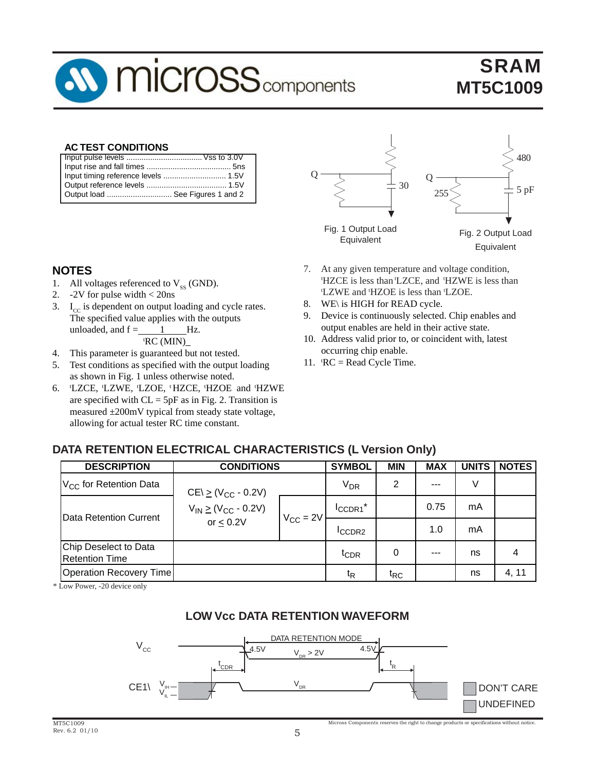## AC TEST CONDITIONS

| | |
|---|---|
| Input pulse levels | Vss to 3.0V |
| Input rise and fall times | 5ns |
| Input timing reference levels | 1.5V |
| Output reference levels | 1.5V |
| Output load | See Figures 1 and 2 |

Fig. 1 Output Load Equivalent

Fig. 2 Output Load Equivalent

## NOTES

1. All voltages referenced to $V_{SS}$ (GND).
2. -2V for pulse width < 20ns
3. $I_{CC}$ is dependent on output loading and cycle rates. The specified value applies with the outputs unloaded, and f = $\frac{1}{{}^tRC\ (MIN)}$ Hz.
4. This parameter is guaranteed but not tested.
5. Test conditions as specified with the output loading as shown in Fig. 1 unless otherwise noted.
6. ${}^tLZCE$, ${}^tLZWE$, ${}^tLZOE$, ${}^tHZCE$, ${}^tHZOE$ and ${}^tHZWE$ are specified with CL = 5pF as in Fig. 2. Transition is measured ±200mV typical from steady state voltage, allowing for actual tester RC time constant.
7. At any given temperature and voltage condition, ${}^tHZCE$ is less than ${}^tLZCE$, and ${}^tHZWE$ is less than ${}^tLZWE$ and ${}^tHZOE$ is less than ${}^tLZOE$.
8. WE\ is HIGH for READ cycle.
9. Device is continuously selected. Chip enables and output enables are held in their active state.
10. Address valid prior to, or coincident with, latest occurring chip enable.
11. ${}^tRC$ = Read Cycle Time.

## DATA RETENTION ELECTRICAL CHARACTERISTICS (L Version Only)

| DESCRIPTION | CONDITIONS | | SYMBOL | MIN | MAX | UNITS | NOTES |
|---|---|---|---|---|---|---|---|
| $V_{CC}$ for Retention Data | CE\ ≥ ($V_{CC}$ - 0.2V) $V_{IN}$ ≥ ($V_{CC}$ - 0.2V) or ≤ 0.2V | | $V_{DR}$ | 2 | --- | V | |
| Data Retention Current | | $V_{CC}$ = 2V | $I_{CCDR1}$* | | 0.75 | mA | |
| | | | $I_{CCDR2}$ | | 1.0 | mA | |
| Chip Deselect to Data Retention Time | | | $t_{CDR}$ | 0 | --- | ns | 4 |
| Operation Recovery Time | | | $t_R$ | $t_{RC}$ | | ns | 4, 11 |

\* Low Power, -20 device only

## LOW Vcc DATA RETENTION WAVEFORM

DON'T CARE

UNDEFINED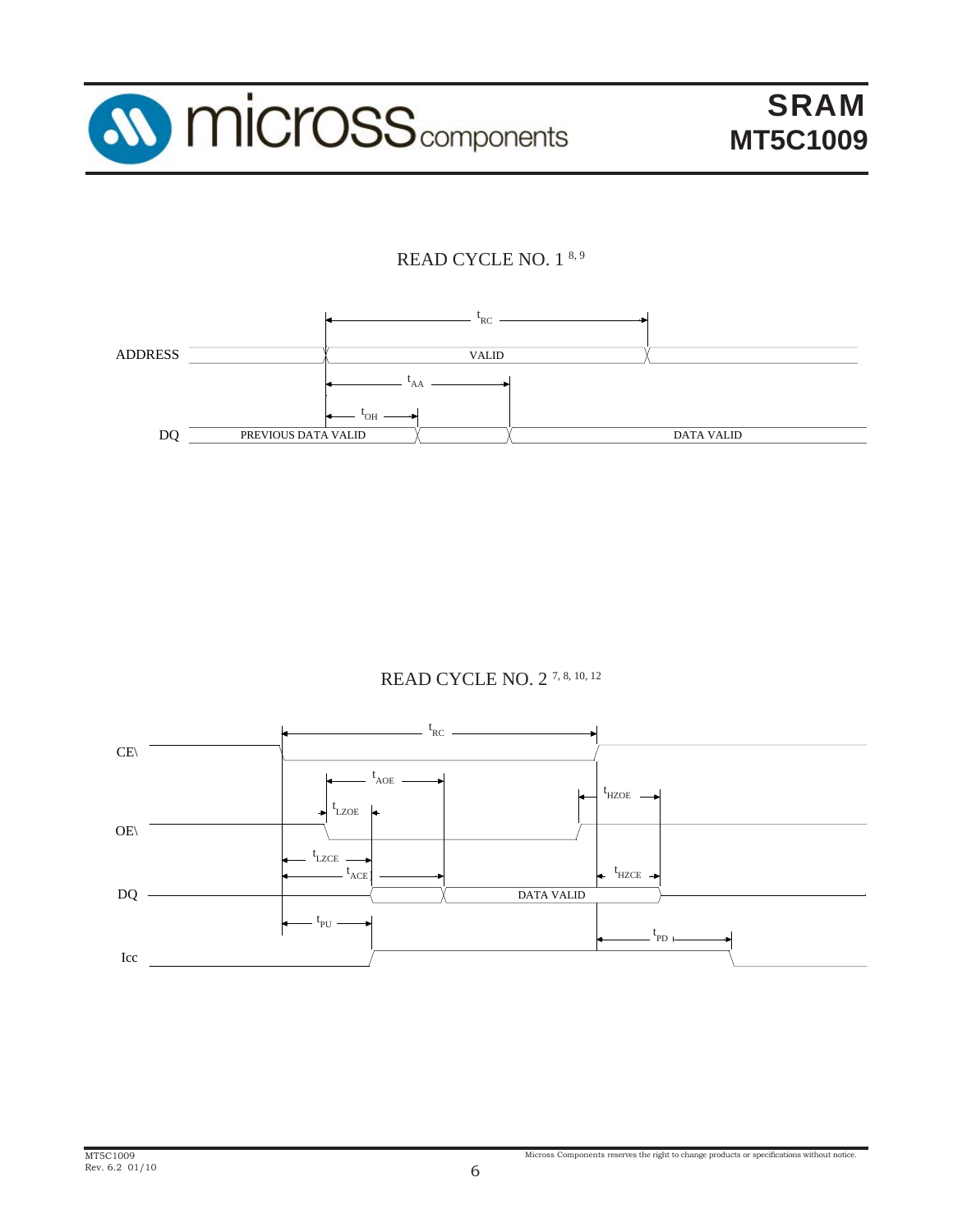## READ CYCLE NO. 1 [8, 9]

ADDRESS — VALID

$t_{RC}$

$t_{AA}$

$t_{OH}$

DQ — PREVIOUS DATA VALID — DATA VALID

## READ CYCLE NO. 2 [7, 8, 10, 12]

CE\

$t_{RC}$

$t_{AOE}$

$t_{HZOE}$

$t_{LZOE}$

OE\

$t_{LZCE}$

$t_{ACE}$

$t_{HZCE}$

DQ — DATA VALID

$t_{PU}$

$t_{PD}$

Icc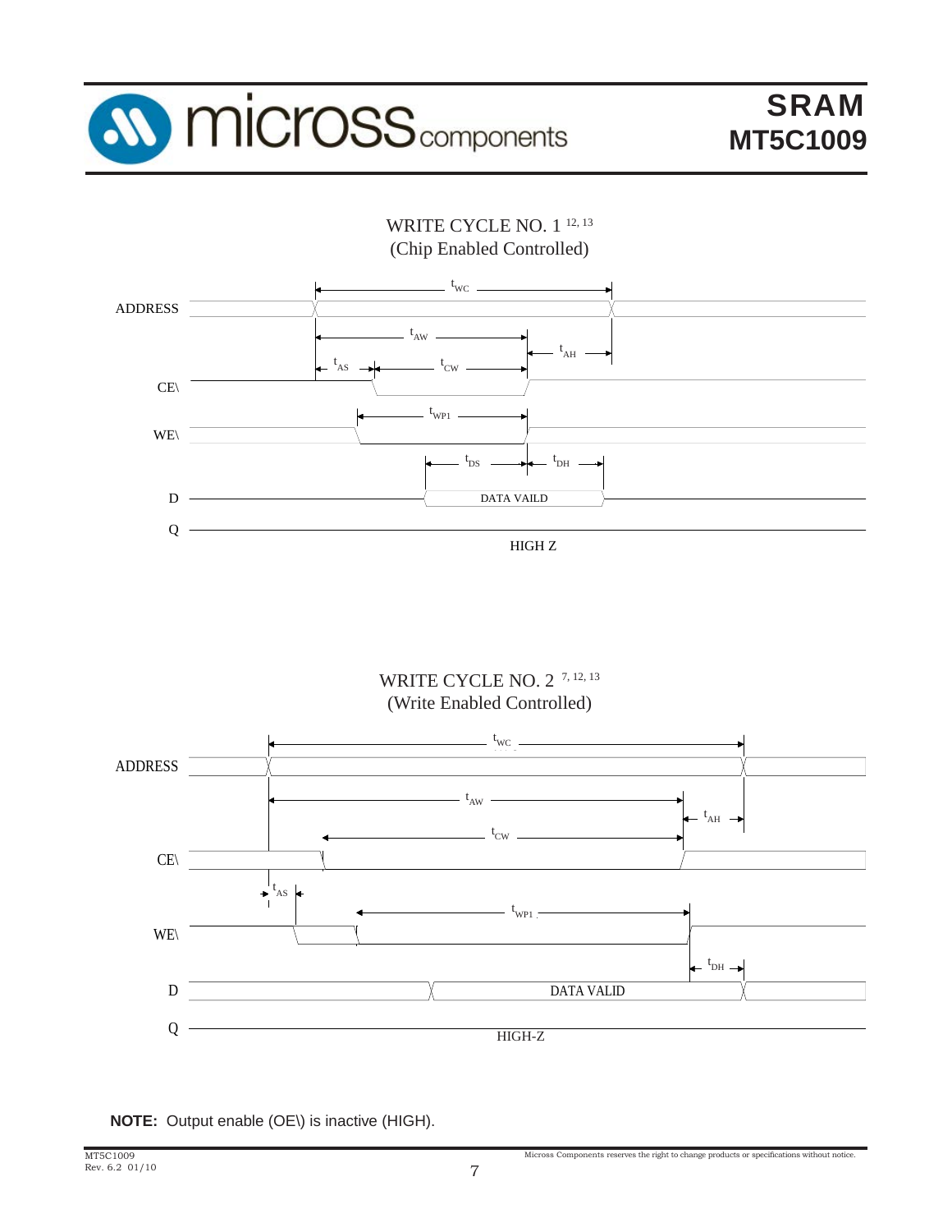## WRITE CYCLE NO. 1 [12, 13]
(Chip Enabled Controlled)

ADDRESS

$t_{WC}$

$t_{AW}$

$t_{AH}$

$t_{AS}$

$t_{CW}$

CE\

$t_{WP1}$

WE\

$t_{DS}$

$t_{DH}$

D

DATA VAILD

Q

HIGH Z

## WRITE CYCLE NO. 2 [7, 12, 13]
(Write Enabled Controlled)

ADDRESS

$t_{WC}$

$t_{AW}$

$t_{AH}$

$t_{CW}$

CE\

$t_{AS}$

$t_{WP1}$

WE\

$t_{DH}$

D

DATA VALID

Q

HIGH-Z

**NOTE:** Output enable (OE\) is inactive (HIGH).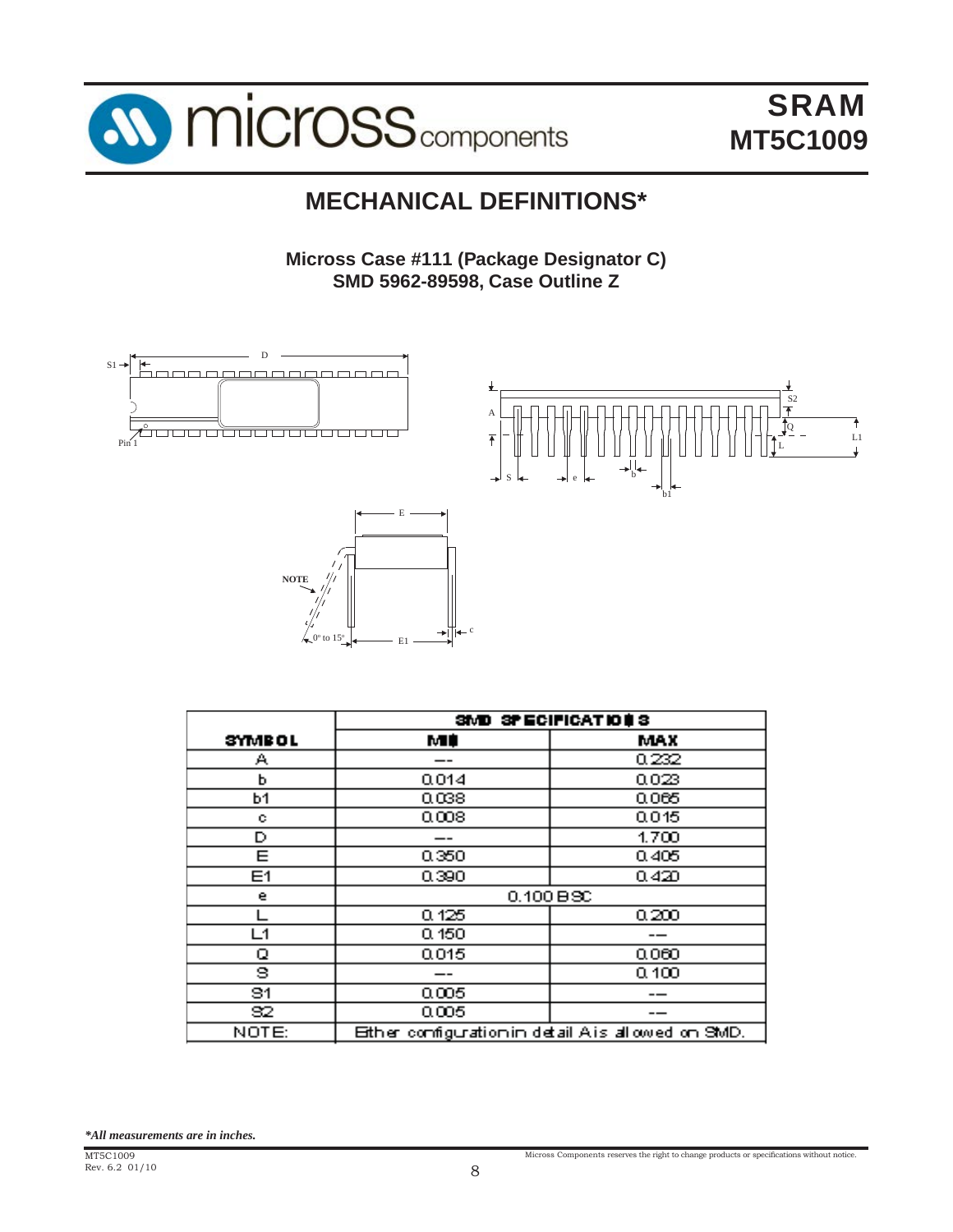# MECHANICAL DEFINITIONS*

**Micross Case #111 (Package Designator C)**
**SMD 5962-89598, Case Outline Z**

| SYMBOL | SMD SPECIFICATIONS | |
|---|---|---|
| | MIN | MAX |
| A | --- | 0.232 |
| b | 0.014 | 0.023 |
| b1 | 0.038 | 0.065 |
| c | 0.008 | 0.015 |
| D | --- | 1.700 |
| E | 0.350 | 0.405 |
| E1 | 0.390 | 0.420 |
| e | 0.100 BSC | |
| L | 0.125 | 0.200 |
| L1 | 0.150 | --- |
| Q | 0.015 | 0.060 |
| S | --- | 0.100 |
| S1 | 0.005 | --- |
| S2 | 0.005 | --- |
| NOTE: | Either configuration in detail A is allowed on SMD. | |

*\*All measurements are in inches.*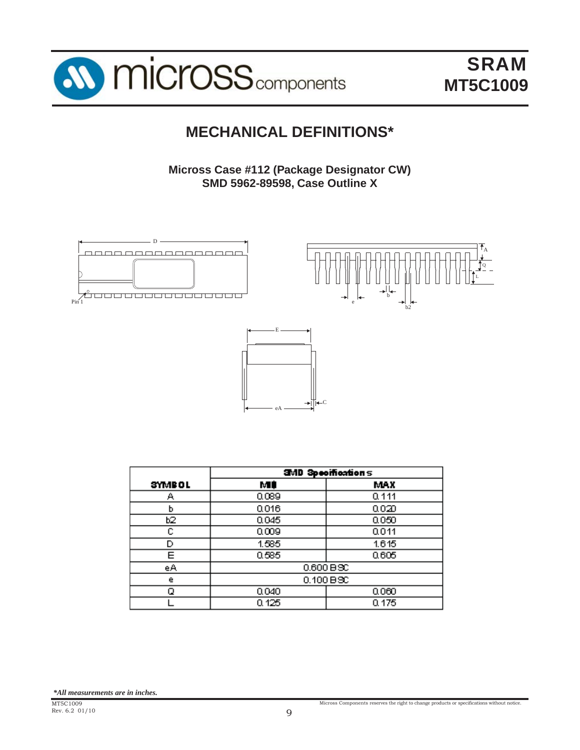# MECHANICAL DEFINITIONS*

**Micross Case #112 (Package Designator CW)**
**SMD 5962-89598, Case Outline X**

| SYMBOL | SMD Specifications | |
|---|---|---|
| | MIN | MAX |
| A | 0.089 | 0.111 |
| b | 0.016 | 0.020 |
| b2 | 0.045 | 0.050 |
| C | 0.009 | 0.011 |
| D | 1.585 | 1.615 |
| E | 0.585 | 0.605 |
| eA | 0.600 BSC | |
| e | 0.100 BSC | |
| Q | 0.040 | 0.060 |
| L | 0.125 | 0.175 |

***All measurements are in inches.***

MT5C1009
Rev. 6.2 01/10

Micross Components reserves the right to change products or specifications without notice.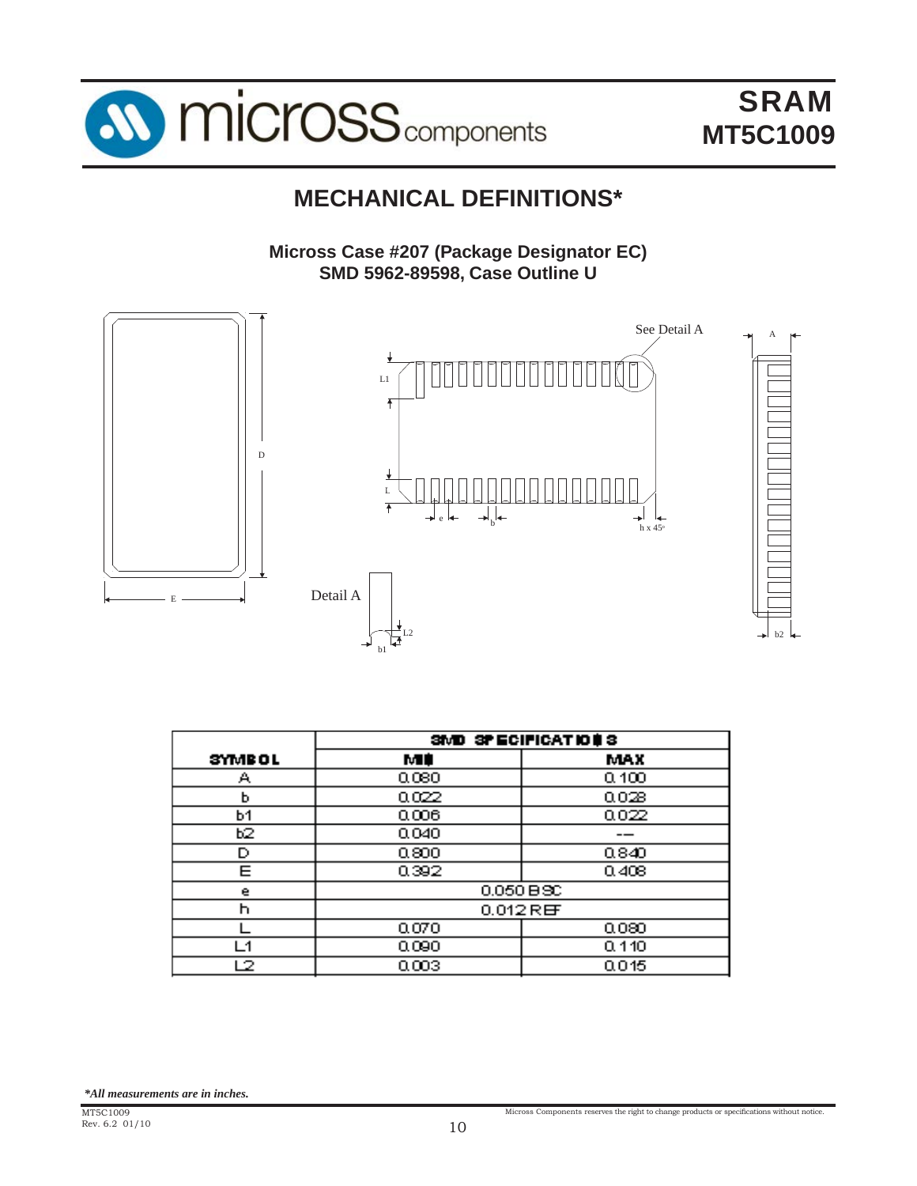# MECHANICAL DEFINITIONS*

**Micross Case #207 (Package Designator EC)**
**SMD 5962-89598, Case Outline U**

| SYMBOL | SMD SPECIFICATIONS | |
|---|---|---|
| | MIN | MAX |
| A | 0.080 | 0.100 |
| b | 0.022 | 0.028 |
| b1 | 0.006 | 0.022 |
| b2 | 0.040 | --- |
| D | 0.800 | 0.840 |
| E | 0.392 | 0.408 |
| e | 0.050 BSC | |
| h | 0.012 REF | |
| L | 0.070 | 0.080 |
| L1 | 0.090 | 0.110 |
| L2 | 0.003 | 0.015 |

*\*All measurements are in inches.*

MT5C1009
Rev. 6.2 01/10

Micross Components reserves the right to change products or specifications without notice.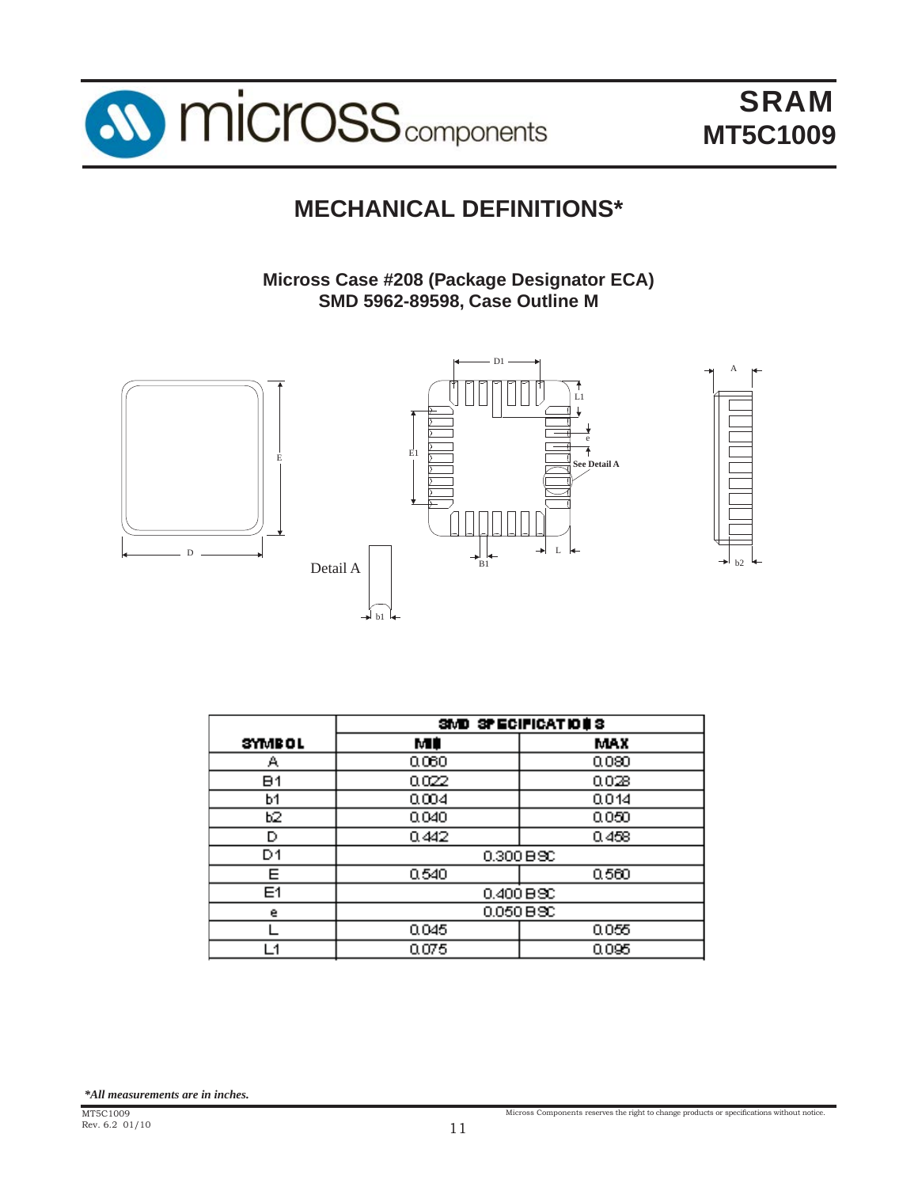# MECHANICAL DEFINITIONS*

**Micross Case #208 (Package Designator ECA)**
**SMD 5962-89598, Case Outline M**

| SYMBOL | SMD SPECIFICATIONS | |
|---|---|---|
| | MIN | MAX |
| A | 0.060 | 0.080 |
| B1 | 0.022 | 0.028 |
| b1 | 0.004 | 0.014 |
| b2 | 0.040 | 0.050 |
| D | 0.442 | 0.458 |
| D1 | 0.300 BSC | |
| E | 0.540 | 0.560 |
| E1 | 0.400 BSC | |
| e | 0.050 BSC | |
| L | 0.045 | 0.055 |
| L1 | 0.075 | 0.095 |

**\*All measurements are in inches.**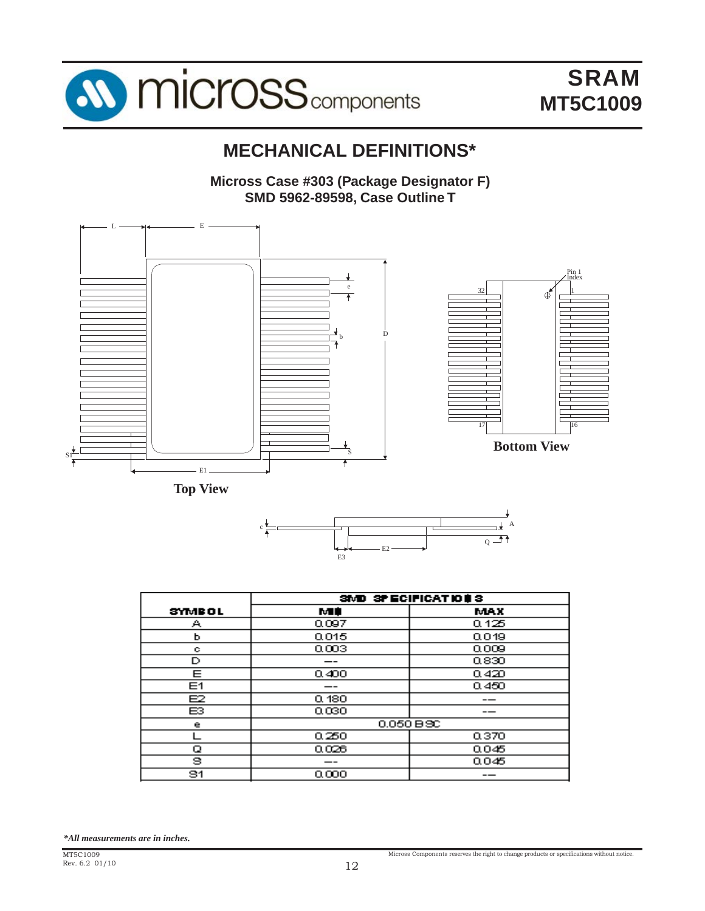# MECHANICAL DEFINITIONS*

**Micross Case #303 (Package Designator F)**
**SMD 5962-89598, Case Outline T**

**Top View**

**Bottom View**

| SYMBOL | SMD SPECIFICATIONS | |
|---|---|---|
| | MIN | MAX |
| A | 0.097 | 0.125 |
| b | 0.015 | 0.019 |
| c | 0.003 | 0.009 |
| D | --- | 0.830 |
| E | 0.400 | 0.420 |
| E1 | --- | 0.450 |
| E2 | 0.180 | --- |
| E3 | 0.030 | --- |
| e | 0.050 BSC | |
| L | 0.250 | 0.370 |
| Q | 0.026 | 0.045 |
| S | --- | 0.045 |
| S1 | 0.000 | --- |

*\*All measurements are in inches.*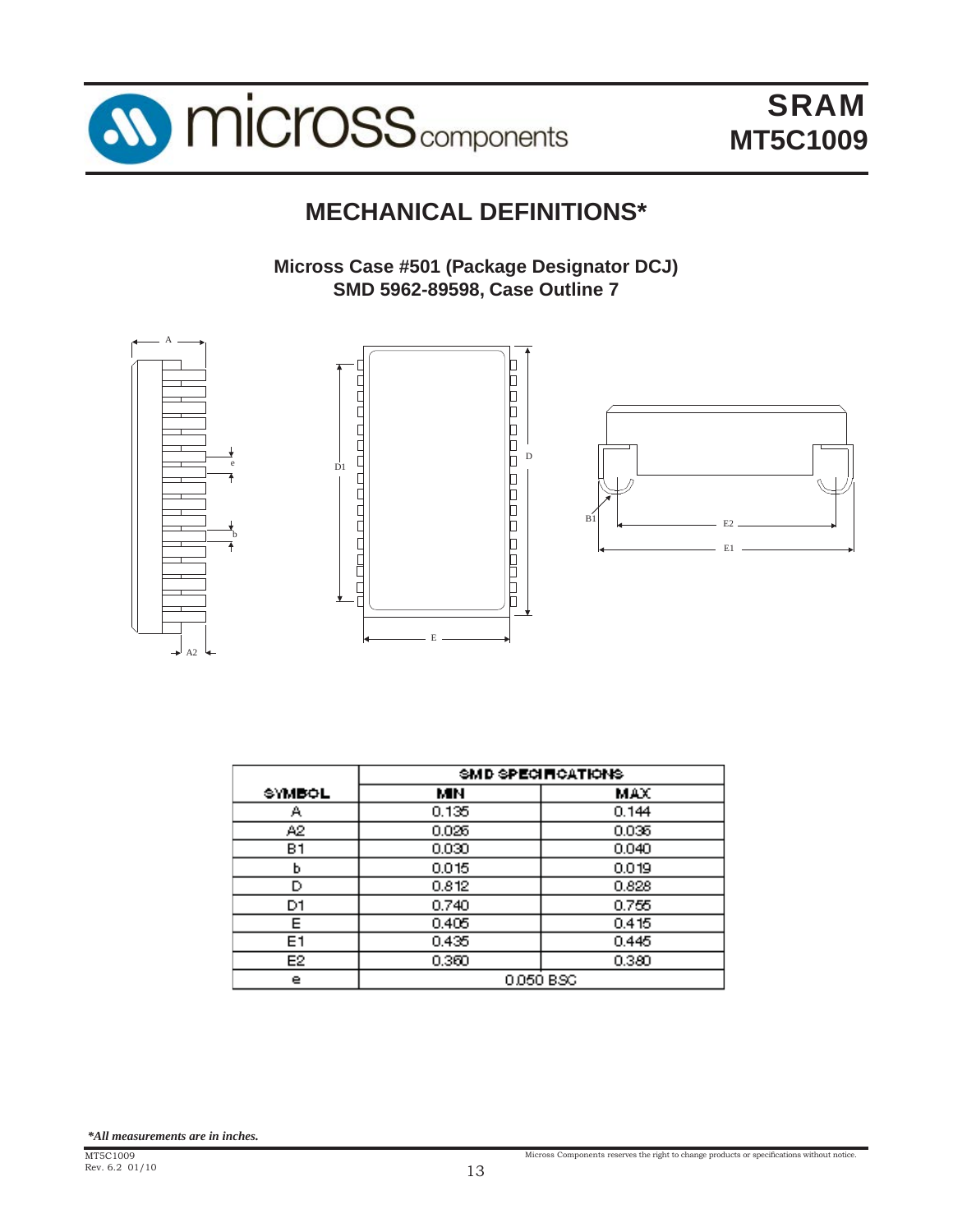# MECHANICAL DEFINITIONS*

**Micross Case #501 (Package Designator DCJ)**
**SMD 5962-89598, Case Outline 7**

| SYMBOL | SMD SPECIFICATIONS | |
|---|---|---|
| | MIN | MAX |
| A | 0.135 | 0.144 |
| A2 | 0.026 | 0.036 |
| B1 | 0.030 | 0.040 |
| b | 0.015 | 0.019 |
| D | 0.812 | 0.828 |
| D1 | 0.740 | 0.755 |
| E | 0.405 | 0.415 |
| E1 | 0.435 | 0.445 |
| E2 | 0.360 | 0.380 |
| e | 0.050 BSC | |

*\*All measurements are in inches.*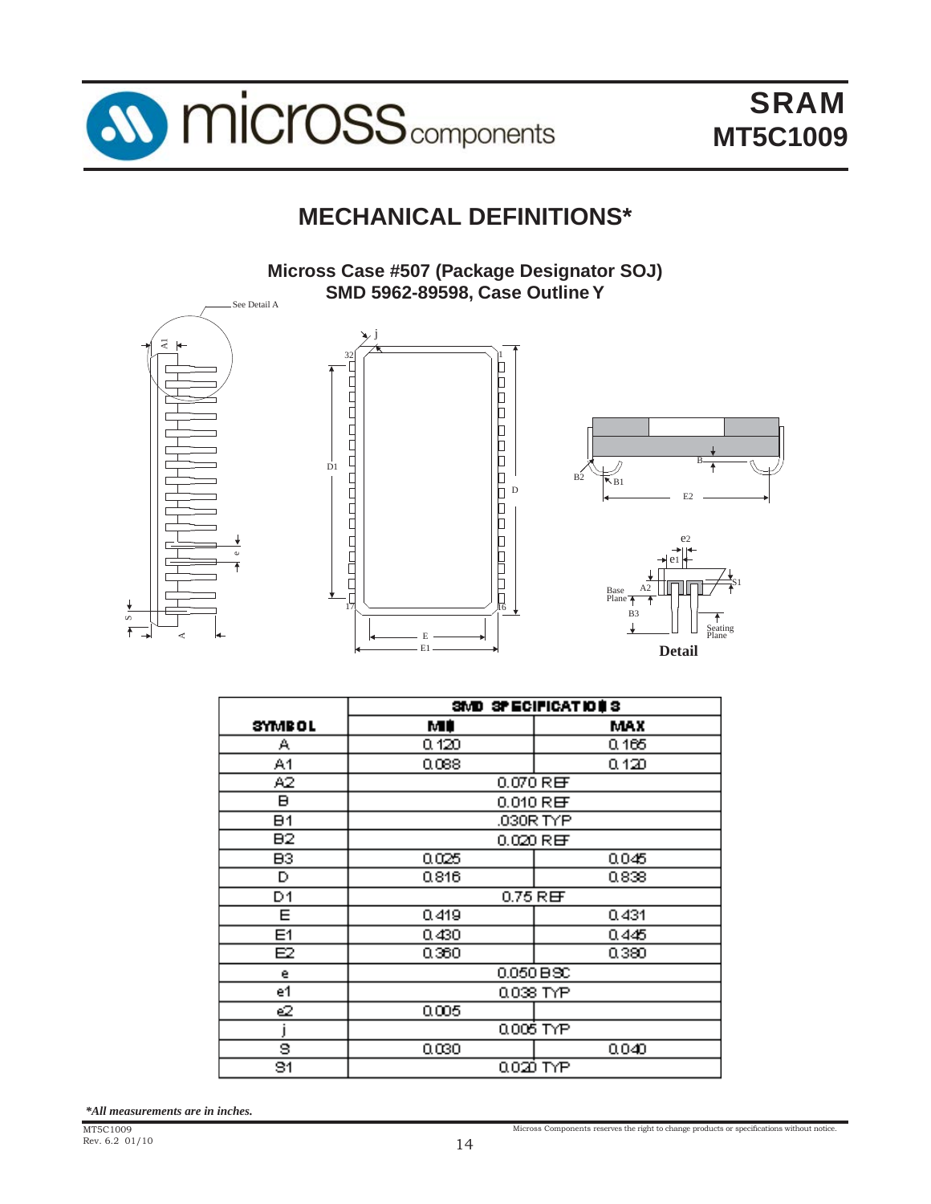# MECHANICAL DEFINITIONS*

**Micross Case #507 (Package Designator SOJ)**
**SMD 5962-89598, Case Outline Y**

| SYMBOL | SMD SPECIFICATIONS | |
|---|---|---|
| | MIN | MAX |
| A | 0.120 | 0.165 |
| A1 | 0.088 | 0.120 |
| A2 | 0.070 REF | |
| B | 0.010 REF | |
| B1 | .030R TYP | |
| B2 | 0.020 REF | |
| B3 | 0.025 | 0.045 |
| D | 0.816 | 0.838 |
| D1 | 0.75 REF | |
| E | 0.419 | 0.431 |
| E1 | 0.430 | 0.445 |
| E2 | 0.360 | 0.380 |
| e | 0.050 BSC | |
| e1 | 0.038 TYP | |
| e2 | 0.005 | |
| j | 0.005 TYP | |
| S | 0.030 | 0.040 |
| S1 | 0.020 TYP | |

*\*All measurements are in inches.*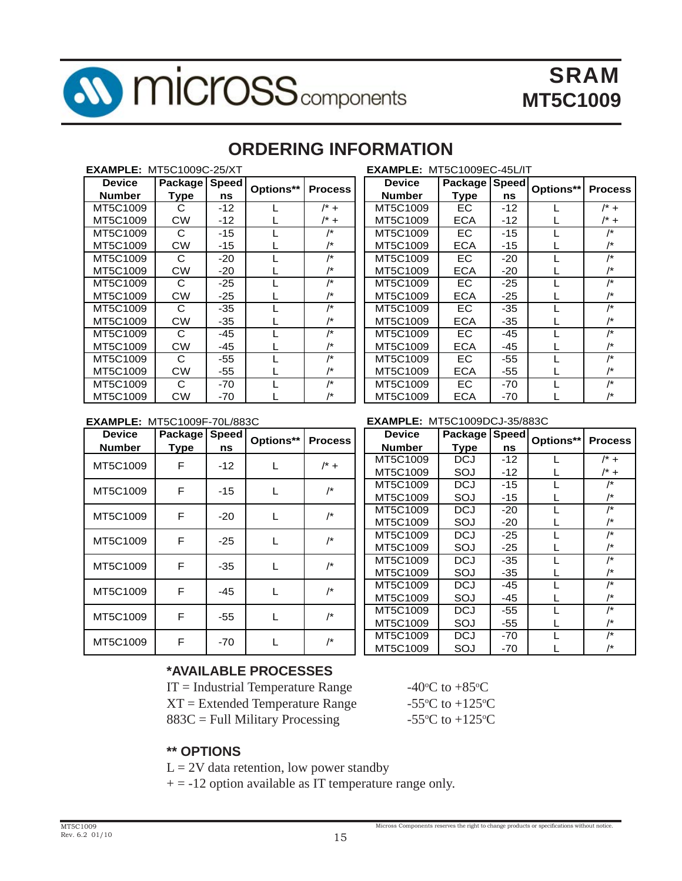## ORDERING INFORMATION

**EXAMPLE:** MT5C1009C-25/XT

| Device Number | Package Type | Speed ns | Options** | Process |
|---|---|---|---|---|
| MT5C1009 | C | -12 | L | /* + |
| MT5C1009 | CW | -12 | L | /* + |
| MT5C1009 | C | -15 | L | /* |
| MT5C1009 | CW | -15 | L | /* |
| MT5C1009 | C | -20 | L | /* |
| MT5C1009 | CW | -20 | L | /* |
| MT5C1009 | C | -25 | L | /* |
| MT5C1009 | CW | -25 | L | /* |
| MT5C1009 | C | -35 | L | /* |
| MT5C1009 | CW | -35 | L | /* |
| MT5C1009 | C | -45 | L | /* |
| MT5C1009 | CW | -45 | L | /* |
| MT5C1009 | C | -55 | L | /* |
| MT5C1009 | CW | -55 | L | /* |
| MT5C1009 | C | -70 | L | /* |
| MT5C1009 | CW | -70 | L | /* |

**EXAMPLE:** MT5C1009EC-45L/IT

| Device Number | Package Type | Speed ns | Options** | Process |
|---|---|---|---|---|
| MT5C1009 | EC | -12 | L | /* + |
| MT5C1009 | ECA | -12 | L | /* + |
| MT5C1009 | EC | -15 | L | /* |
| MT5C1009 | ECA | -15 | L | /* |
| MT5C1009 | EC | -20 | L | /* |
| MT5C1009 | ECA | -20 | L | /* |
| MT5C1009 | EC | -25 | L | /* |
| MT5C1009 | ECA | -25 | L | /* |
| MT5C1009 | EC | -35 | L | /* |
| MT5C1009 | ECA | -35 | L | /* |
| MT5C1009 | EC | -45 | L | /* |
| MT5C1009 | ECA | -45 | L | /* |
| MT5C1009 | EC | -55 | L | /* |
| MT5C1009 | ECA | -55 | L | /* |
| MT5C1009 | EC | -70 | L | /* |
| MT5C1009 | ECA | -70 | L | /* |

**EXAMPLE:** MT5C1009F-70L/883C

| Device Number | Package Type | Speed ns | Options** | Process |
|---|---|---|---|---|
| MT5C1009 | F | -12 | L | /* + |
| MT5C1009 | F | -15 | L | /* |
| MT5C1009 | F | -20 | L | /* |
| MT5C1009 | F | -25 | L | /* |
| MT5C1009 | F | -35 | L | /* |
| MT5C1009 | F | -45 | L | /* |
| MT5C1009 | F | -55 | L | /* |
| MT5C1009 | F | -70 | L | /* |

**EXAMPLE:** MT5C1009DCJ-35/883C

| Device Number | Package Type | Speed ns | Options** | Process |
|---|---|---|---|---|
| MT5C1009 | DCJ | -12 | L | /* + |
| MT5C1009 | SOJ | -12 | L | /* + |
| MT5C1009 | DCJ | -15 | L | /* |
| MT5C1009 | SOJ | -15 | L | /* |
| MT5C1009 | DCJ | -20 | L | /* |
| MT5C1009 | SOJ | -20 | L | /* |
| MT5C1009 | DCJ | -25 | L | /* |
| MT5C1009 | SOJ | -25 | L | /* |
| MT5C1009 | DCJ | -35 | L | /* |
| MT5C1009 | SOJ | -35 | L | /* |
| MT5C1009 | DCJ | -45 | L | /* |
| MT5C1009 | SOJ | -45 | L | /* |
| MT5C1009 | DCJ | -55 | L | /* |
| MT5C1009 | SOJ | -55 | L | /* |
| MT5C1009 | DCJ | -70 | L | /* |
| MT5C1009 | SOJ | -70 | L | /* |

### *AVAILABLE PROCESSES

IT = Industrial Temperature Range &nbsp;&nbsp; -40°C to +85°C
XT = Extended Temperature Range &nbsp;&nbsp; -55°C to +125°C
883C = Full Military Processing &nbsp;&nbsp; -55°C to +125°C

### ** OPTIONS

L = 2V data retention, low power standby
+ = -12 option available as IT temperature range only.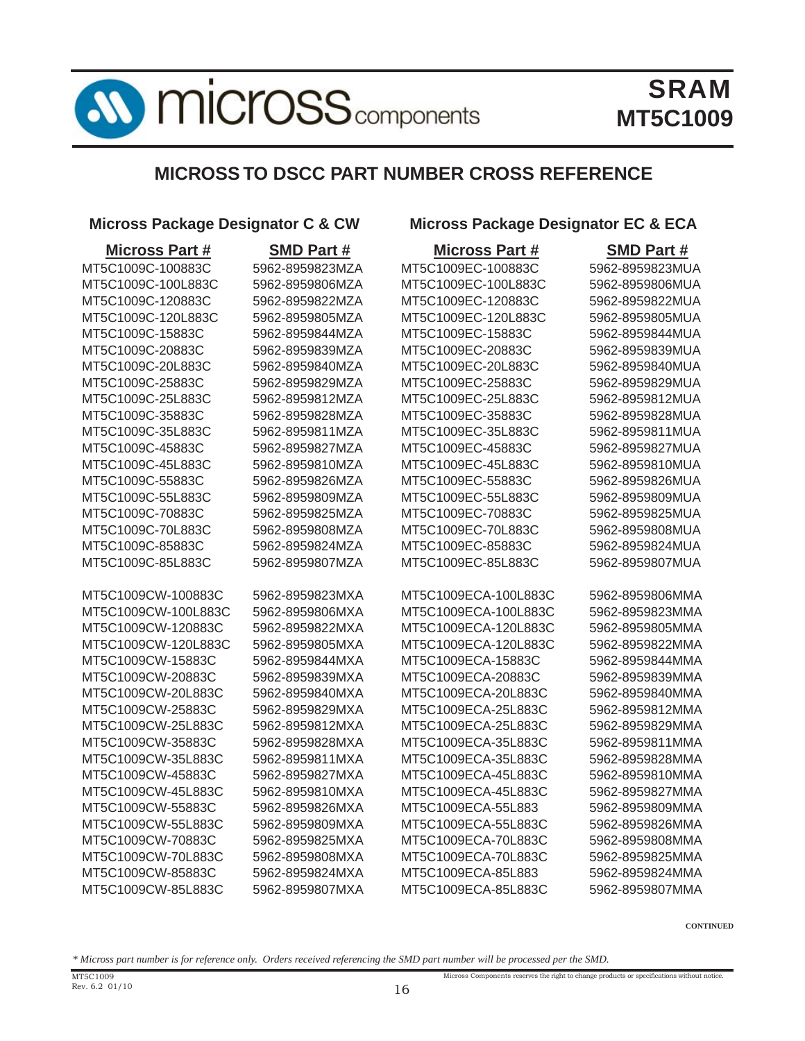## MICROSS TO DSCC PART NUMBER CROSS REFERENCE

### Micross Package Designator C & CW

| Micross Part # | SMD Part # |
|---|---|
| MT5C1009C-100883C | 5962-8959823MZA |
| MT5C1009C-100L883C | 5962-8959806MZA |
| MT5C1009C-120883C | 5962-8959822MZA |
| MT5C1009C-120L883C | 5962-8959805MZA |
| MT5C1009C-15883C | 5962-8959844MZA |
| MT5C1009C-20883C | 5962-8959839MZA |
| MT5C1009C-20L883C | 5962-8959840MZA |
| MT5C1009C-25883C | 5962-8959829MZA |
| MT5C1009C-25L883C | 5962-8959812MZA |
| MT5C1009C-35883C | 5962-8959828MZA |
| MT5C1009C-35L883C | 5962-8959811MZA |
| MT5C1009C-45883C | 5962-8959827MZA |
| MT5C1009C-45L883C | 5962-8959810MZA |
| MT5C1009C-55883C | 5962-8959826MZA |
| MT5C1009C-55L883C | 5962-8959809MZA |
| MT5C1009C-70883C | 5962-8959825MZA |
| MT5C1009C-70L883C | 5962-8959808MZA |
| MT5C1009C-85883C | 5962-8959824MZA |
| MT5C1009C-85L883C | 5962-8959807MZA |
| | |
| MT5C1009CW-100883C | 5962-8959823MXA |
| MT5C1009CW-100L883C | 5962-8959806MXA |
| MT5C1009CW-120883C | 5962-8959822MXA |
| MT5C1009CW-120L883C | 5962-8959805MXA |
| MT5C1009CW-15883C | 5962-8959844MXA |
| MT5C1009CW-20883C | 5962-8959839MXA |
| MT5C1009CW-20L883C | 5962-8959840MXA |
| MT5C1009CW-25883C | 5962-8959829MXA |
| MT5C1009CW-25L883C | 5962-8959812MXA |
| MT5C1009CW-35883C | 5962-8959828MXA |
| MT5C1009CW-35L883C | 5962-8959811MXA |
| MT5C1009CW-45883C | 5962-8959827MXA |
| MT5C1009CW-45L883C | 5962-8959810MXA |
| MT5C1009CW-55883C | 5962-8959826MXA |
| MT5C1009CW-55L883C | 5962-8959809MXA |
| MT5C1009CW-70883C | 5962-8959825MXA |
| MT5C1009CW-70L883C | 5962-8959808MXA |
| MT5C1009CW-85883C | 5962-8959824MXA |
| MT5C1009CW-85L883C | 5962-8959807MXA |

### Micross Package Designator EC & ECA

| Micross Part # | SMD Part # |
|---|---|
| MT5C1009EC-100883C | 5962-8959823MUA |
| MT5C1009EC-100L883C | 5962-8959806MUA |
| MT5C1009EC-120883C | 5962-8959822MUA |
| MT5C1009EC-120L883C | 5962-8959805MUA |
| MT5C1009EC-15883C | 5962-8959844MUA |
| MT5C1009EC-20883C | 5962-8959839MUA |
| MT5C1009EC-20L883C | 5962-8959840MUA |
| MT5C1009EC-25883C | 5962-8959829MUA |
| MT5C1009EC-25L883C | 5962-8959812MUA |
| MT5C1009EC-35883C | 5962-8959828MUA |
| MT5C1009EC-35L883C | 5962-8959811MUA |
| MT5C1009EC-45883C | 5962-8959827MUA |
| MT5C1009EC-45L883C | 5962-8959810MUA |
| MT5C1009EC-55883C | 5962-8959826MUA |
| MT5C1009EC-55L883C | 5962-8959809MUA |
| MT5C1009EC-70883C | 5962-8959825MUA |
| MT5C1009EC-70L883C | 5962-8959808MUA |
| MT5C1009EC-85883C | 5962-8959824MUA |
| MT5C1009EC-85L883C | 5962-8959807MUA |
| | |
| MT5C1009ECA-100L883C | 5962-8959806MMA |
| MT5C1009ECA-100L883C | 5962-8959823MMA |
| MT5C1009ECA-120L883C | 5962-8959805MMA |
| MT5C1009ECA-120L883C | 5962-8959822MMA |
| MT5C1009ECA-15883C | 5962-8959844MMA |
| MT5C1009ECA-20883C | 5962-8959839MMA |
| MT5C1009ECA-20L883C | 5962-8959840MMA |
| MT5C1009ECA-25L883C | 5962-8959812MMA |
| MT5C1009ECA-25L883C | 5962-8959829MMA |
| MT5C1009ECA-35L883C | 5962-8959811MMA |
| MT5C1009ECA-35L883C | 5962-8959828MMA |
| MT5C1009ECA-45L883C | 5962-8959810MMA |
| MT5C1009ECA-45L883C | 5962-8959827MMA |
| MT5C1009ECA-55L883 | 5962-8959809MMA |
| MT5C1009ECA-55L883C | 5962-8959826MMA |
| MT5C1009ECA-70L883C | 5962-8959808MMA |
| MT5C1009ECA-70L883C | 5962-8959825MMA |
| MT5C1009ECA-85L883 | 5962-8959824MMA |
| MT5C1009ECA-85L883C | 5962-8959807MMA |

**CONTINUED**

*\* Micross part number is for reference only. Orders received referencing the SMD part number will be processed per the SMD.*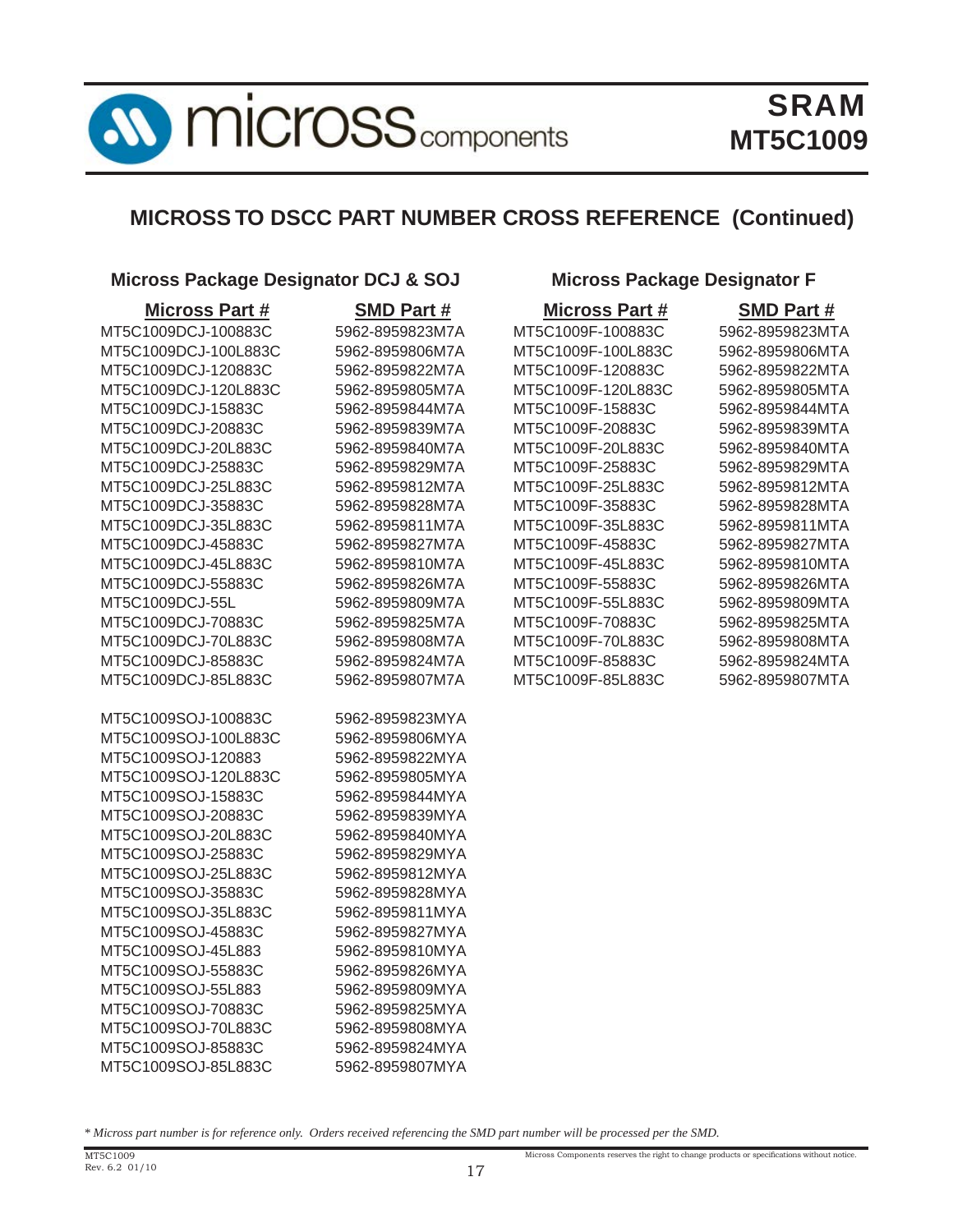## MICROSS TO DSCC PART NUMBER CROSS REFERENCE (Continued)

### Micross Package Designator DCJ & SOJ

| Micross Part # | SMD Part # |
|---|---|
| MT5C1009DCJ-100883C | 5962-8959823M7A |
| MT5C1009DCJ-100L883C | 5962-8959806M7A |
| MT5C1009DCJ-120883C | 5962-8959822M7A |
| MT5C1009DCJ-120L883C | 5962-8959805M7A |
| MT5C1009DCJ-15883C | 5962-8959844M7A |
| MT5C1009DCJ-20883C | 5962-8959839M7A |
| MT5C1009DCJ-20L883C | 5962-8959840M7A |
| MT5C1009DCJ-25883C | 5962-8959829M7A |
| MT5C1009DCJ-25L883C | 5962-8959812M7A |
| MT5C1009DCJ-35883C | 5962-8959828M7A |
| MT5C1009DCJ-35L883C | 5962-8959811M7A |
| MT5C1009DCJ-45883C | 5962-8959827M7A |
| MT5C1009DCJ-45L883C | 5962-8959810M7A |
| MT5C1009DCJ-55883C | 5962-8959826M7A |
| MT5C1009DCJ-55L | 5962-8959809M7A |
| MT5C1009DCJ-70883C | 5962-8959825M7A |
| MT5C1009DCJ-70L883C | 5962-8959808M7A |
| MT5C1009DCJ-85883C | 5962-8959824M7A |
| MT5C1009DCJ-85L883C | 5962-8959807M7A |
| MT5C1009SOJ-100883C | 5962-8959823MYA |
| MT5C1009SOJ-100L883C | 5962-8959806MYA |
| MT5C1009SOJ-120883 | 5962-8959822MYA |
| MT5C1009SOJ-120L883C | 5962-8959805MYA |
| MT5C1009SOJ-15883C | 5962-8959844MYA |
| MT5C1009SOJ-20883C | 5962-8959839MYA |
| MT5C1009SOJ-20L883C | 5962-8959840MYA |
| MT5C1009SOJ-25883C | 5962-8959829MYA |
| MT5C1009SOJ-25L883C | 5962-8959812MYA |
| MT5C1009SOJ-35883C | 5962-8959828MYA |
| MT5C1009SOJ-35L883C | 5962-8959811MYA |
| MT5C1009SOJ-45883C | 5962-8959827MYA |
| MT5C1009SOJ-45L883 | 5962-8959810MYA |
| MT5C1009SOJ-55883C | 5962-8959826MYA |
| MT5C1009SOJ-55L883 | 5962-8959809MYA |
| MT5C1009SOJ-70883C | 5962-8959825MYA |
| MT5C1009SOJ-70L883C | 5962-8959808MYA |
| MT5C1009SOJ-85883C | 5962-8959824MYA |
| MT5C1009SOJ-85L883C | 5962-8959807MYA |

### Micross Package Designator F

| Micross Part # | SMD Part # |
|---|---|
| MT5C1009F-100883C | 5962-8959823MTA |
| MT5C1009F-100L883C | 5962-8959806MTA |
| MT5C1009F-120883C | 5962-8959822MTA |
| MT5C1009F-120L883C | 5962-8959805MTA |
| MT5C1009F-15883C | 5962-8959844MTA |
| MT5C1009F-20883C | 5962-8959839MTA |
| MT5C1009F-20L883C | 5962-8959840MTA |
| MT5C1009F-25883C | 5962-8959829MTA |
| MT5C1009F-25L883C | 5962-8959812MTA |
| MT5C1009F-35883C | 5962-8959828MTA |
| MT5C1009F-35L883C | 5962-8959811MTA |
| MT5C1009F-45883C | 5962-8959827MTA |
| MT5C1009F-45L883C | 5962-8959810MTA |
| MT5C1009F-55883C | 5962-8959826MTA |
| MT5C1009F-55L883C | 5962-8959809MTA |
| MT5C1009F-70883C | 5962-8959825MTA |
| MT5C1009F-70L883C | 5962-8959808MTA |
| MT5C1009F-85883C | 5962-8959824MTA |
| MT5C1009F-85L883C | 5962-8959807MTA |

*\* Micross part number is for reference only. Orders received referencing the SMD part number will be processed per the SMD.*